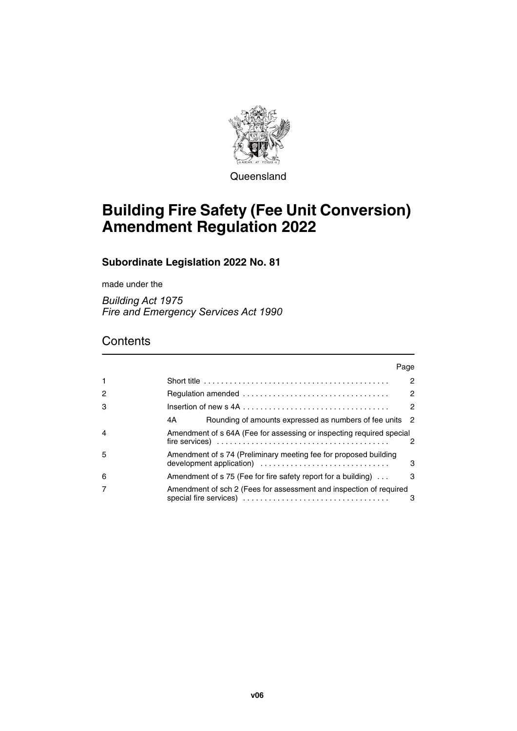Queensland

# Building Fire Safety (Fee Unit Conversion) Amendment Regulation 2022

## Subordinate Legislation 2022 No. 81

made under the

*Building Act 1975*
*Fire and Emergency Services Act 1990*

## Contents

| | | Page |
|---|---|---|
| 1 | Short title | 2 |
| 2 | Regulation amended | 2 |
| 3 | Insertion of new s 4A | 2 |
| | 4A Rounding of amounts expressed as numbers of fee units | 2 |
| 4 | Amendment of s 64A (Fee for assessing or inspecting required special fire services) | 2 |
| 5 | Amendment of s 74 (Preliminary meeting fee for proposed building development application) | 3 |
| 6 | Amendment of s 75 (Fee for fire safety report for a building) | 3 |
| 7 | Amendment of sch 2 (Fees for assessment and inspection of required special fire services) | 3 |

**v06**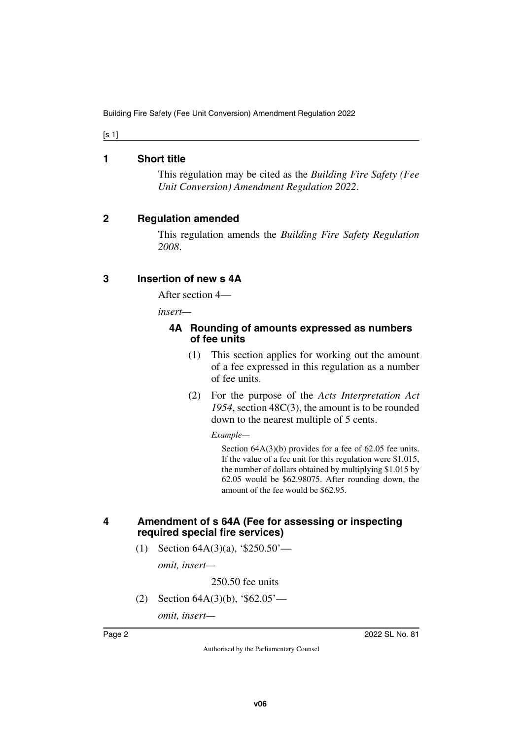## 1 Short title

This regulation may be cited as the *Building Fire Safety (Fee Unit Conversion) Amendment Regulation 2022*.

## 2 Regulation amended

This regulation amends the *Building Fire Safety Regulation 2008*.

## 3 Insertion of new s 4A

After section 4—

*insert—*

### 4A Rounding of amounts expressed as numbers of fee units

(1) This section applies for working out the amount of a fee expressed in this regulation as a number of fee units.

(2) For the purpose of the *Acts Interpretation Act 1954*, section 48C(3), the amount is to be rounded down to the nearest multiple of 5 cents.

*Example—*

Section 64A(3)(b) provides for a fee of 62.05 fee units. If the value of a fee unit for this regulation were $1.015, the number of dollars obtained by multiplying $1.015 by 62.05 would be $62.98075. After rounding down, the amount of the fee would be $62.95.

## 4 Amendment of s 64A (Fee for assessing or inspecting required special fire services)

(1) Section 64A(3)(a), '$250.50'—

*omit, insert—*

250.50 fee units

(2) Section 64A(3)(b), '$62.05'—

*omit, insert—*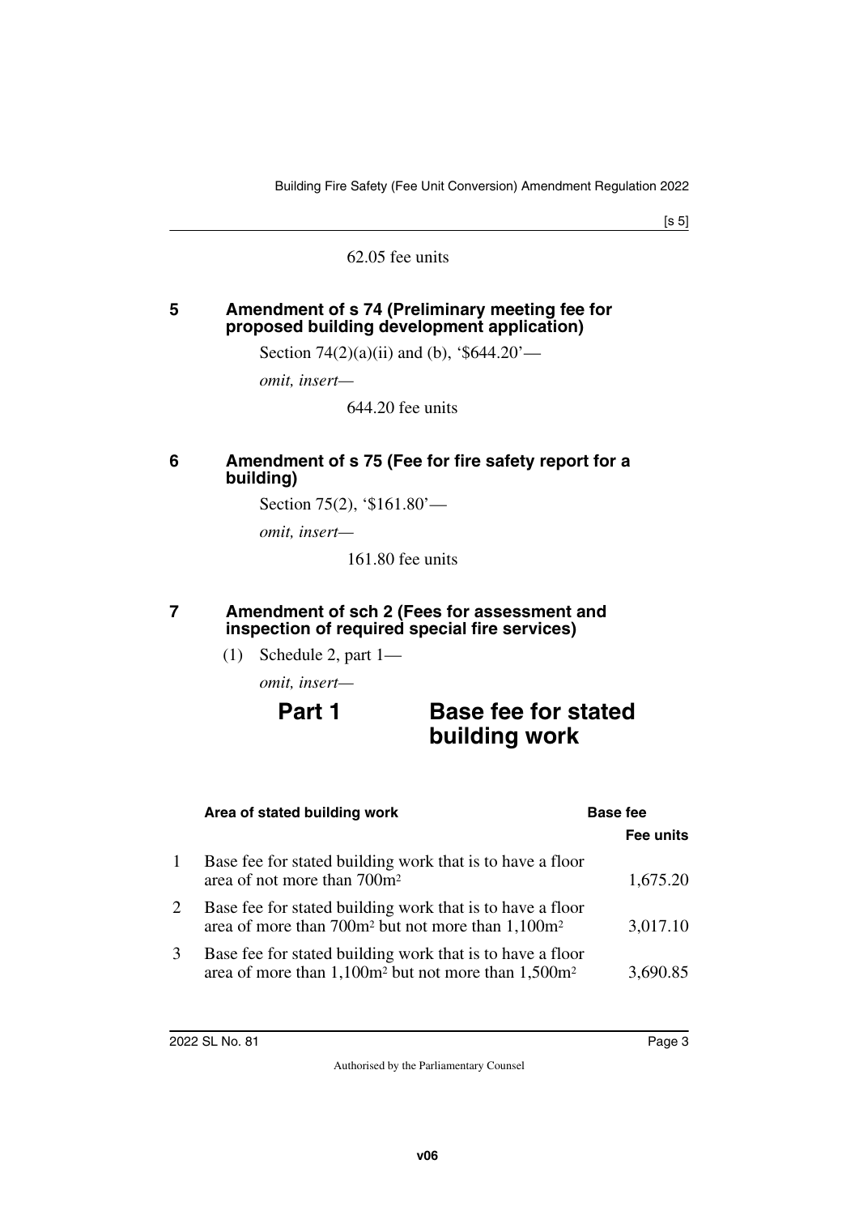62.05 fee units

### 5 Amendment of s 74 (Preliminary meeting fee for proposed building development application)

Section 74(2)(a)(ii) and (b), '$644.20'—

*omit, insert—*

644.20 fee units

### 6 Amendment of s 75 (Fee for fire safety report for a building)

Section 75(2), '$161.80'—

*omit, insert—*

161.80 fee units

### 7 Amendment of sch 2 (Fees for assessment and inspection of required special fire services)

(1) Schedule 2, part 1—

*omit, insert—*

## Part 1 Base fee for stated building work

| | Area of stated building work | Base fee<br>Fee units |
|---|---|---|
| 1 | Base fee for stated building work that is to have a floor area of not more than 700m² | 1,675.20 |
| 2 | Base fee for stated building work that is to have a floor area of more than 700m² but not more than 1,100m² | 3,017.10 |
| 3 | Base fee for stated building work that is to have a floor area of more than 1,100m² but not more than 1,500m² | 3,690.85 |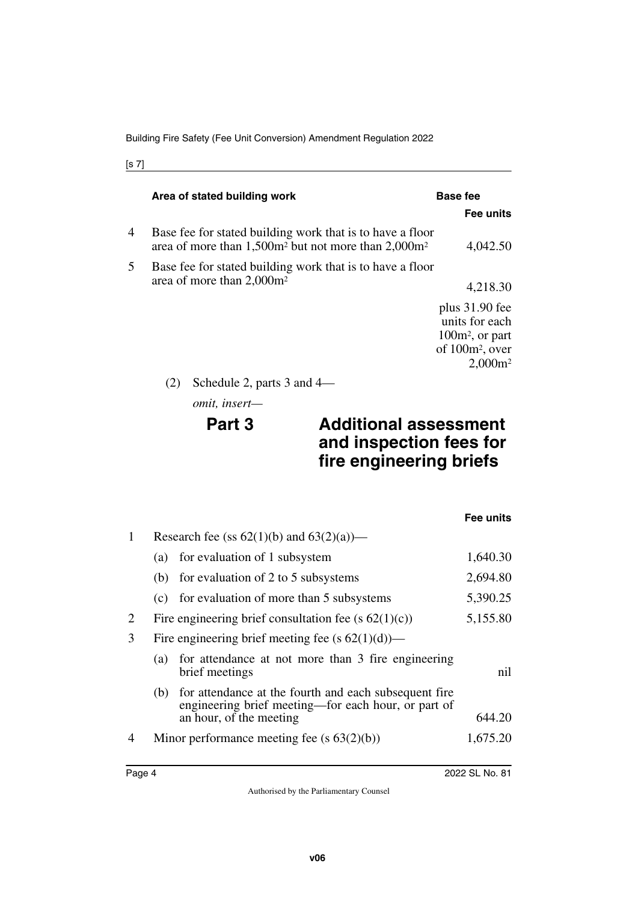| | Area of stated building work | Base fee |
|---|---|---|
| | | **Fee units** |
| 4 | Base fee for stated building work that is to have a floor area of more than $1,500m^2$ but not more than $2,000m^2$ | 4,042.50 |
| 5 | Base fee for stated building work that is to have a floor area of more than $2,000m^2$ | 4,218.30 plus 31.90 fee units for each $100m^2$, or part of $100m^2$, over $2,000m^2$ |

(2) Schedule 2, parts 3 and 4—

*omit, insert—*

## Part 3 Additional assessment and inspection fees for fire engineering briefs

| | | **Fee units** |
|---|---|---|
| 1 | Research fee (ss 62(1)(b) and 63(2)(a))— | |
| | (a) for evaluation of 1 subsystem | 1,640.30 |
| | (b) for evaluation of 2 to 5 subsystems | 2,694.80 |
| | (c) for evaluation of more than 5 subsystems | 5,390.25 |
| 2 | Fire engineering brief consultation fee (s 62(1)(c)) | 5,155.80 |
| 3 | Fire engineering brief meeting fee (s 62(1)(d))— | |
| | (a) for attendance at not more than 3 fire engineering brief meetings | nil |
| | (b) for attendance at the fourth and each subsequent fire engineering brief meeting—for each hour, or part of an hour, of the meeting | 644.20 |
| 4 | Minor performance meeting fee (s 63(2)(b)) | 1,675.20 |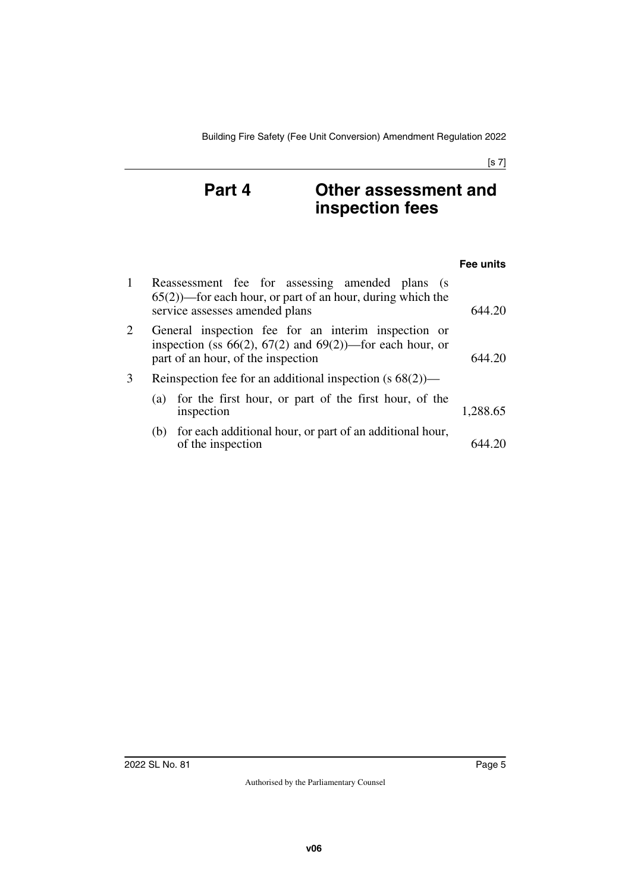# Part 4 Other assessment and inspection fees

| | | Fee units |
|---|---|---|
| 1 | Reassessment fee for assessing amended plans (s 65(2))—for each hour, or part of an hour, during which the service assesses amended plans | 644.20 |
| 2 | General inspection fee for an interim inspection or inspection (ss 66(2), 67(2) and 69(2))—for each hour, or part of an hour, of the inspection | 644.20 |
| 3 | Reinspection fee for an additional inspection (s 68(2))— | |
| | (a) for the first hour, or part of the first hour, of the inspection | 1,288.65 |
| | (b) for each additional hour, or part of an additional hour, of the inspection | 644.20 |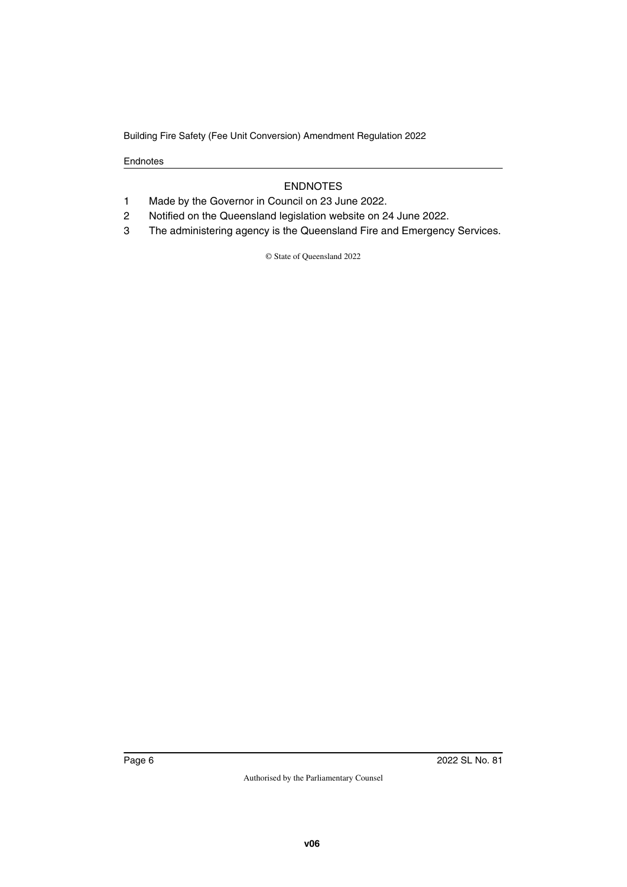## ENDNOTES

1. Made by the Governor in Council on 23 June 2022.
2. Notified on the Queensland legislation website on 24 June 2022.
3. The administering agency is the Queensland Fire and Emergency Services.

© State of Queensland 2022